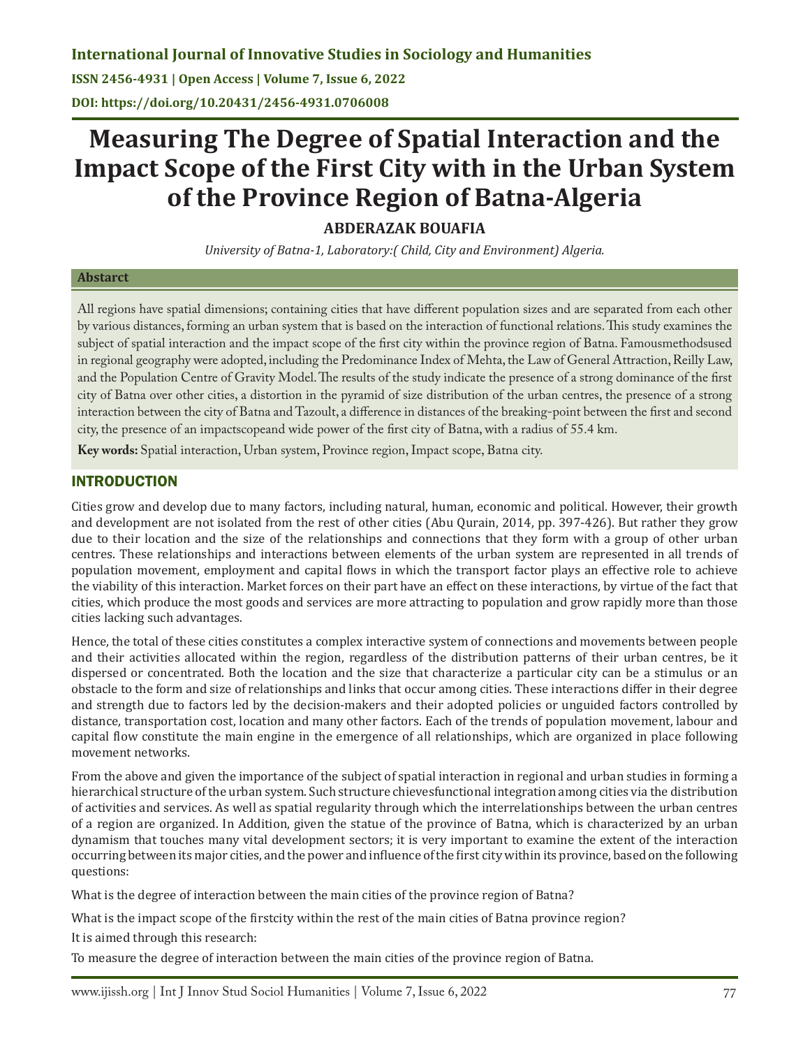International Journal of Innovative Studies in Sociology and Humanities

ISSN 2456-4931 | Open Access | Volume 7, Issue 6, 2022

DOI: https://doi.org/10.20431/2456-4931.0706008

# Measuring The Degree of Spatial Interaction and the Impact Scope of the First City with in the Urban System of the Province Region of Batna-Algeria

**ABDERAZAK BOUAFIA**

*University of Batna-1, Laboratory:( Child, City and Environment) Algeria.*

**Abstarct**

All regions have spatial dimensions; containing cities that have different population sizes and are separated from each other by various distances, forming an urban system that is based on the interaction of functional relations. This study examines the subject of spatial interaction and the impact scope of the first city within the province region of Batna. Famousmethodsused in regional geography were adopted, including the Predominance Index of Mehta, the Law of General Attraction, Reilly Law, and the Population Centre of Gravity Model. The results of the study indicate the presence of a strong dominance of the first city of Batna over other cities, a distortion in the pyramid of size distribution of the urban centres, the presence of a strong interaction between the city of Batna and Tazoult, a difference in distances of the breaking-point between the first and second city, the presence of an impactscopeand wide power of the first city of Batna, with a radius of 55.4 km.

**Key words:** Spatial interaction, Urban system, Province region, Impact scope, Batna city.

## INTRODUCTION

Cities grow and develop due to many factors, including natural, human, economic and political. However, their growth and development are not isolated from the rest of other cities (Abu Qurain, 2014, pp. 397-426). But rather they grow due to their location and the size of the relationships and connections that they form with a group of other urban centres. These relationships and interactions between elements of the urban system are represented in all trends of population movement, employment and capital flows in which the transport factor plays an effective role to achieve the viability of this interaction. Market forces on their part have an effect on these interactions, by virtue of the fact that cities, which produce the most goods and services are more attracting to population and grow rapidly more than those cities lacking such advantages.

Hence, the total of these cities constitutes a complex interactive system of connections and movements between people and their activities allocated within the region, regardless of the distribution patterns of their urban centres, be it dispersed or concentrated. Both the location and the size that characterize a particular city can be a stimulus or an obstacle to the form and size of relationships and links that occur among cities. These interactions differ in their degree and strength due to factors led by the decision-makers and their adopted policies or unguided factors controlled by distance, transportation cost, location and many other factors. Each of the trends of population movement, labour and capital flow constitute the main engine in the emergence of all relationships, which are organized in place following movement networks.

From the above and given the importance of the subject of spatial interaction in regional and urban studies in forming a hierarchical structure of the urban system. Such structure chievesfunctional integration among cities via the distribution of activities and services. As well as spatial regularity through which the interrelationships between the urban centres of a region are organized. In Addition, given the statue of the province of Batna, which is characterized by an urban dynamism that touches many vital development sectors; it is very important to examine the extent of the interaction occurring between its major cities, and the power and influence of the first city within its province, based on the following questions:

What is the degree of interaction between the main cities of the province region of Batna?

What is the impact scope of the firstcity within the rest of the main cities of Batna province region?

It is aimed through this research:

To measure the degree of interaction between the main cities of the province region of Batna.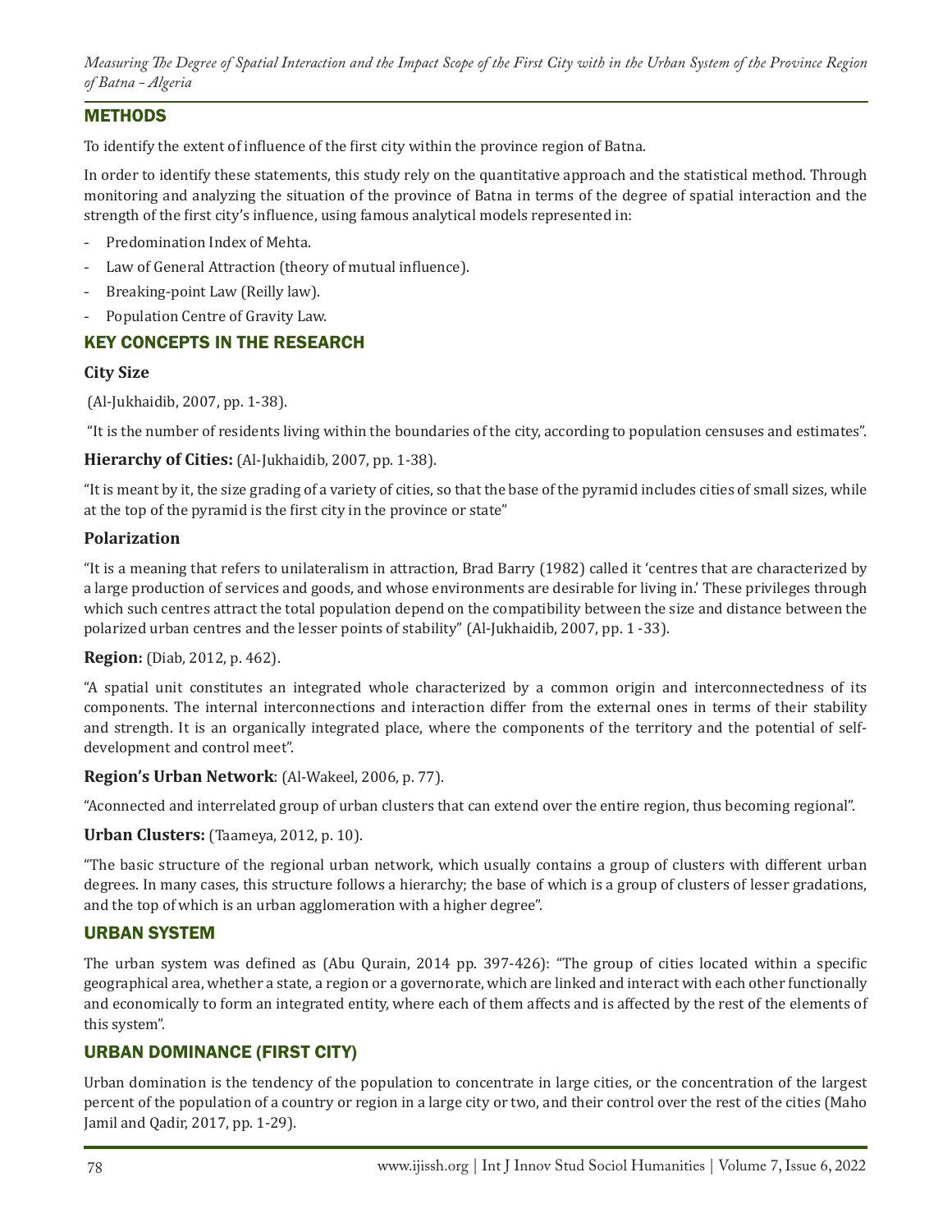## METHODS

To identify the extent of influence of the first city within the province region of Batna.

In order to identify these statements, this study rely on the quantitative approach and the statistical method. Through monitoring and analyzing the situation of the province of Batna in terms of the degree of spatial interaction and the strength of the first city's influence, using famous analytical models represented in:

- Predomination Index of Mehta.
- Law of General Attraction (theory of mutual influence).
- Breaking-point Law (Reilly law).
- Population Centre of Gravity Law.

## KEY CONCEPTS IN THE RESEARCH

### City Size

(Al-Jukhaidib, 2007, pp. 1-38).

"It is the number of residents living within the boundaries of the city, according to population censuses and estimates".

**Hierarchy of Cities:** (Al-Jukhaidib, 2007, pp. 1-38).

"It is meant by it, the size grading of a variety of cities, so that the base of the pyramid includes cities of small sizes, while at the top of the pyramid is the first city in the province or state"

### Polarization

"It is a meaning that refers to unilateralism in attraction, Brad Barry (1982) called it 'centres that are characterized by a large production of services and goods, and whose environments are desirable for living in.' These privileges through which such centres attract the total population depend on the compatibility between the size and distance between the polarized urban centres and the lesser points of stability" (Al-Jukhaidib, 2007, pp. 1 -33).

**Region:** (Diab, 2012, p. 462).

"A spatial unit constitutes an integrated whole characterized by a common origin and interconnectedness of its components. The internal interconnections and interaction differ from the external ones in terms of their stability and strength. It is an organically integrated place, where the components of the territory and the potential of self-development and control meet".

**Region's Urban Network**: (Al-Wakeel, 2006, p. 77).

"Aconnected and interrelated group of urban clusters that can extend over the entire region, thus becoming regional".

**Urban Clusters:** (Taameya, 2012, p. 10).

"The basic structure of the regional urban network, which usually contains a group of clusters with different urban degrees. In many cases, this structure follows a hierarchy; the base of which is a group of clusters of lesser gradations, and the top of which is an urban agglomeration with a higher degree".

## URBAN SYSTEM

The urban system was defined as (Abu Qurain, 2014 pp. 397-426): "The group of cities located within a specific geographical area, whether a state, a region or a governorate, which are linked and interact with each other functionally and economically to form an integrated entity, where each of them affects and is affected by the rest of the elements of this system".

## URBAN DOMINANCE (FIRST CITY)

Urban domination is the tendency of the population to concentrate in large cities, or the concentration of the largest percent of the population of a country or region in a large city or two, and their control over the rest of the cities (Maho Jamil and Qadir, 2017, pp. 1-29).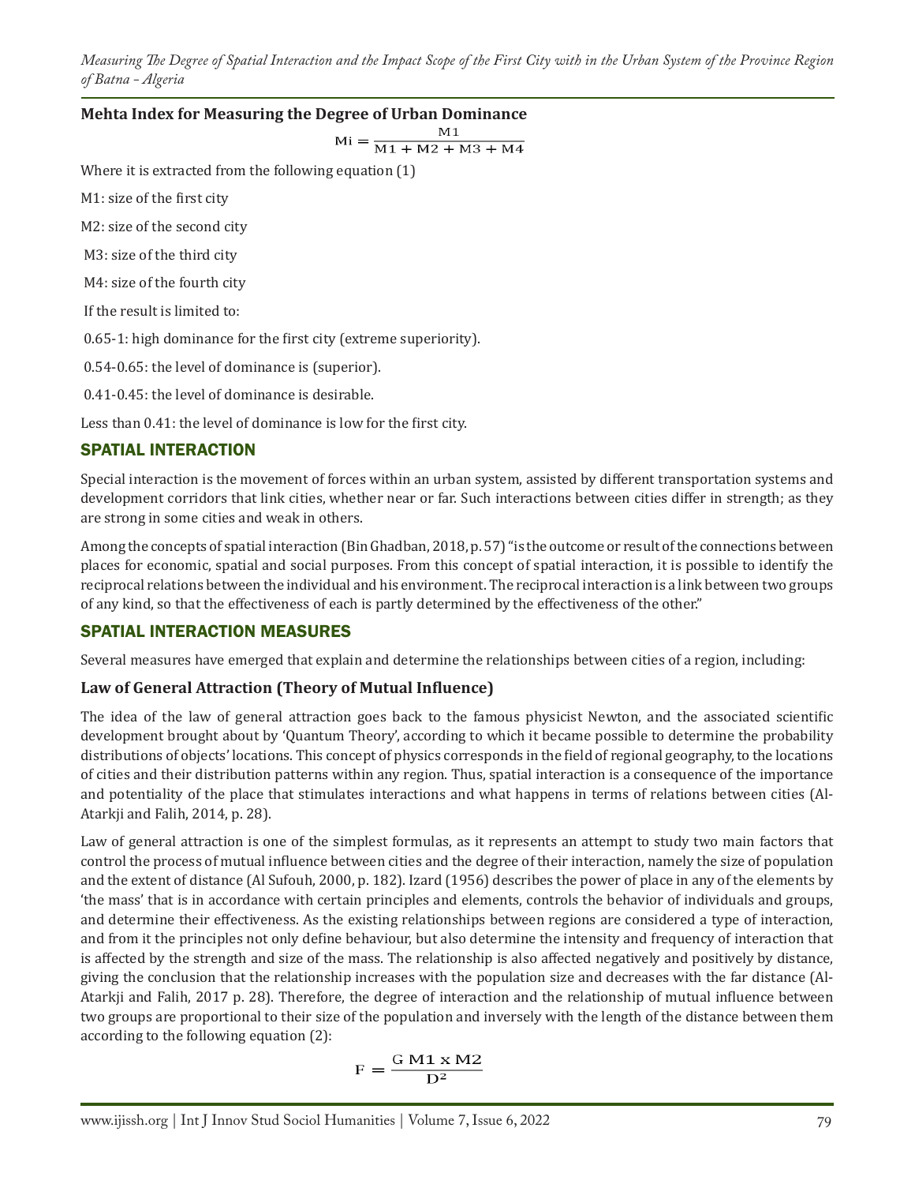### Mehta Index for Measuring the Degree of Urban Dominance

$$\text{Mi} = \frac{\text{M1}}{\text{M1} + \text{M2} + \text{M3} + \text{M4}}$$

Where it is extracted from the following equation (1)

M1: size of the first city

M2: size of the second city

M3: size of the third city

M4: size of the fourth city

If the result is limited to:

0.65-1: high dominance for the first city (extreme superiority).

0.54-0.65: the level of dominance is (superior).

0.41-0.45: the level of dominance is desirable.

Less than 0.41: the level of dominance is low for the first city.

## SPATIAL INTERACTION

Special interaction is the movement of forces within an urban system, assisted by different transportation systems and development corridors that link cities, whether near or far. Such interactions between cities differ in strength; as they are strong in some cities and weak in others.

Among the concepts of spatial interaction (Bin Ghadban, 2018, p. 57) "is the outcome or result of the connections between places for economic, spatial and social purposes. From this concept of spatial interaction, it is possible to identify the reciprocal relations between the individual and his environment. The reciprocal interaction is a link between two groups of any kind, so that the effectiveness of each is partly determined by the effectiveness of the other."

## SPATIAL INTERACTION MEASURES

Several measures have emerged that explain and determine the relationships between cities of a region, including:

### Law of General Attraction (Theory of Mutual Influence)

The idea of the law of general attraction goes back to the famous physicist Newton, and the associated scientific development brought about by 'Quantum Theory', according to which it became possible to determine the probability distributions of objects' locations. This concept of physics corresponds in the field of regional geography, to the locations of cities and their distribution patterns within any region. Thus, spatial interaction is a consequence of the importance and potentiality of the place that stimulates interactions and what happens in terms of relations between cities (Al-Atarkji and Falih, 2014, p. 28).

Law of general attraction is one of the simplest formulas, as it represents an attempt to study two main factors that control the process of mutual influence between cities and the degree of their interaction, namely the size of population and the extent of distance (Al Sufouh, 2000, p. 182). Izard (1956) describes the power of place in any of the elements by 'the mass' that is in accordance with certain principles and elements, controls the behavior of individuals and groups, and determine their effectiveness. As the existing relationships between regions are considered a type of interaction, and from it the principles not only define behaviour, but also determine the intensity and frequency of interaction that is affected by the strength and size of the mass. The relationship is also affected negatively and positively by distance, giving the conclusion that the relationship increases with the population size and decreases with the far distance (Al-Atarkji and Falih, 2017 p. 28). Therefore, the degree of interaction and the relationship of mutual influence between two groups are proportional to their size of the population and inversely with the length of the distance between them according to the following equation (2):

$$\text{F} = \frac{\text{G M1 x M2}}{\text{D}^2}$$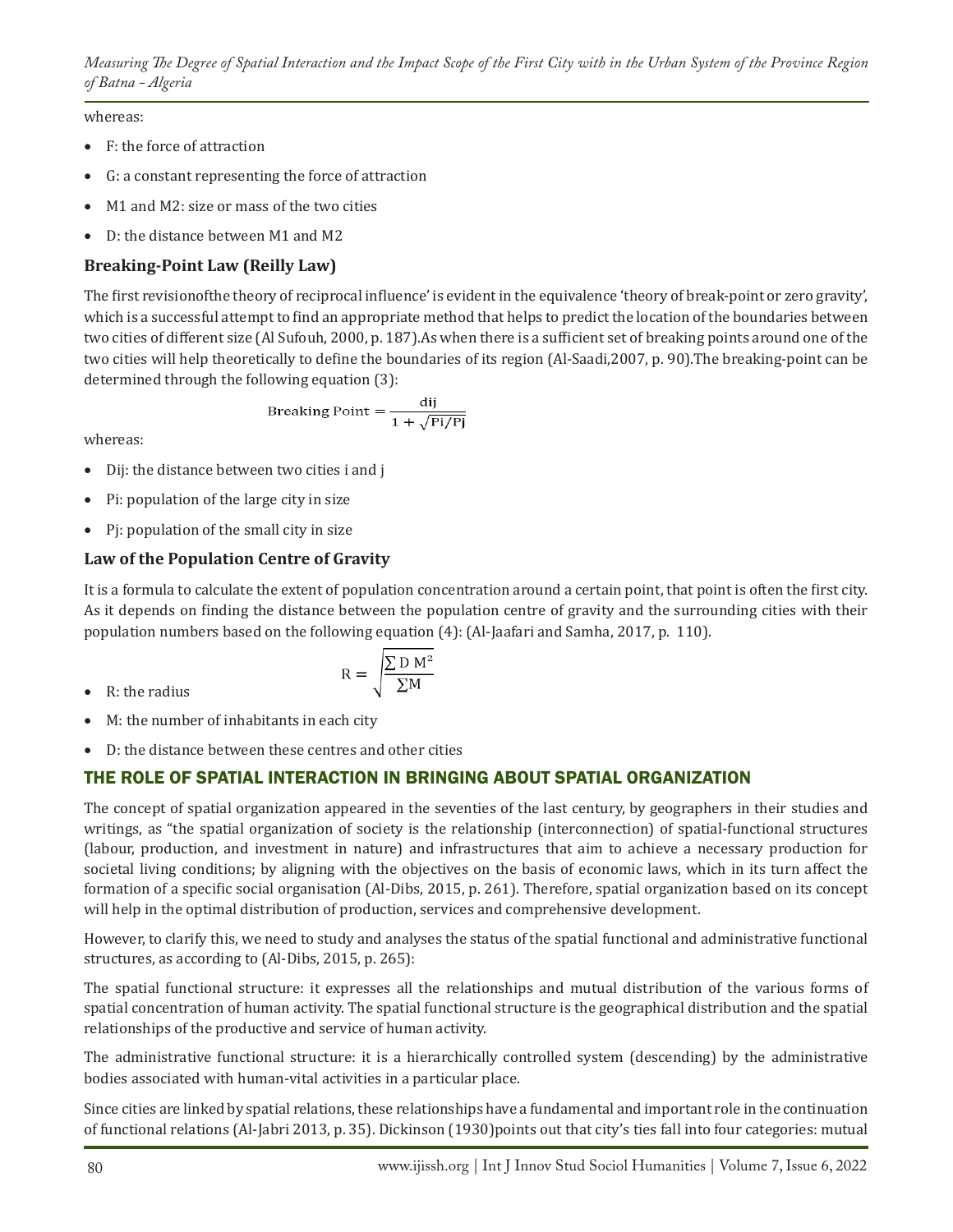whereas:

- F: the force of attraction
- G: a constant representing the force of attraction
- M1 and M2: size or mass of the two cities
- D: the distance between M1 and M2

### Breaking-Point Law (Reilly Law)

The first revisionofthe theory of reciprocal influence' is evident in the equivalence 'theory of break-point or zero gravity', which is a successful attempt to find an appropriate method that helps to predict the location of the boundaries between two cities of different size (Al Sufouh, 2000, p. 187).As when there is a sufficient set of breaking points around one of the two cities will help theoretically to define the boundaries of its region (Al-Saadi,2007, p. 90).The breaking-point can be determined through the following equation (3):

$$\text{Breaking Point} = \frac{\text{dij}}{1 + \sqrt{\text{Pi}/\text{Pj}}}$$

whereas:

- Dij: the distance between two cities i and j
- Pi: population of the large city in size
- Pj: population of the small city in size

### Law of the Population Centre of Gravity

It is a formula to calculate the extent of population concentration around a certain point, that point is often the first city. As it depends on finding the distance between the population centre of gravity and the surrounding cities with their population numbers based on the following equation (4): (Al-Jaafari and Samha, 2017, p. 110).

$$R = \sqrt{\frac{\sum D\, M^2}{\sum M}}$$

- R: the radius
- M: the number of inhabitants in each city
- D: the distance between these centres and other cities

## THE ROLE OF SPATIAL INTERACTION IN BRINGING ABOUT SPATIAL ORGANIZATION

The concept of spatial organization appeared in the seventies of the last century, by geographers in their studies and writings, as "the spatial organization of society is the relationship (interconnection) of spatial-functional structures (labour, production, and investment in nature) and infrastructures that aim to achieve a necessary production for societal living conditions; by aligning with the objectives on the basis of economic laws, which in its turn affect the formation of a specific social organisation (Al-Dibs, 2015, p. 261). Therefore, spatial organization based on its concept will help in the optimal distribution of production, services and comprehensive development.

However, to clarify this, we need to study and analyses the status of the spatial functional and administrative functional structures, as according to (Al-Dibs, 2015, p. 265):

The spatial functional structure: it expresses all the relationships and mutual distribution of the various forms of spatial concentration of human activity. The spatial functional structure is the geographical distribution and the spatial relationships of the productive and service of human activity.

The administrative functional structure: it is a hierarchically controlled system (descending) by the administrative bodies associated with human-vital activities in a particular place.

Since cities are linked by spatial relations, these relationships have a fundamental and important role in the continuation of functional relations (Al-Jabri 2013, p. 35). Dickinson (1930)points out that city's ties fall into four categories: mutual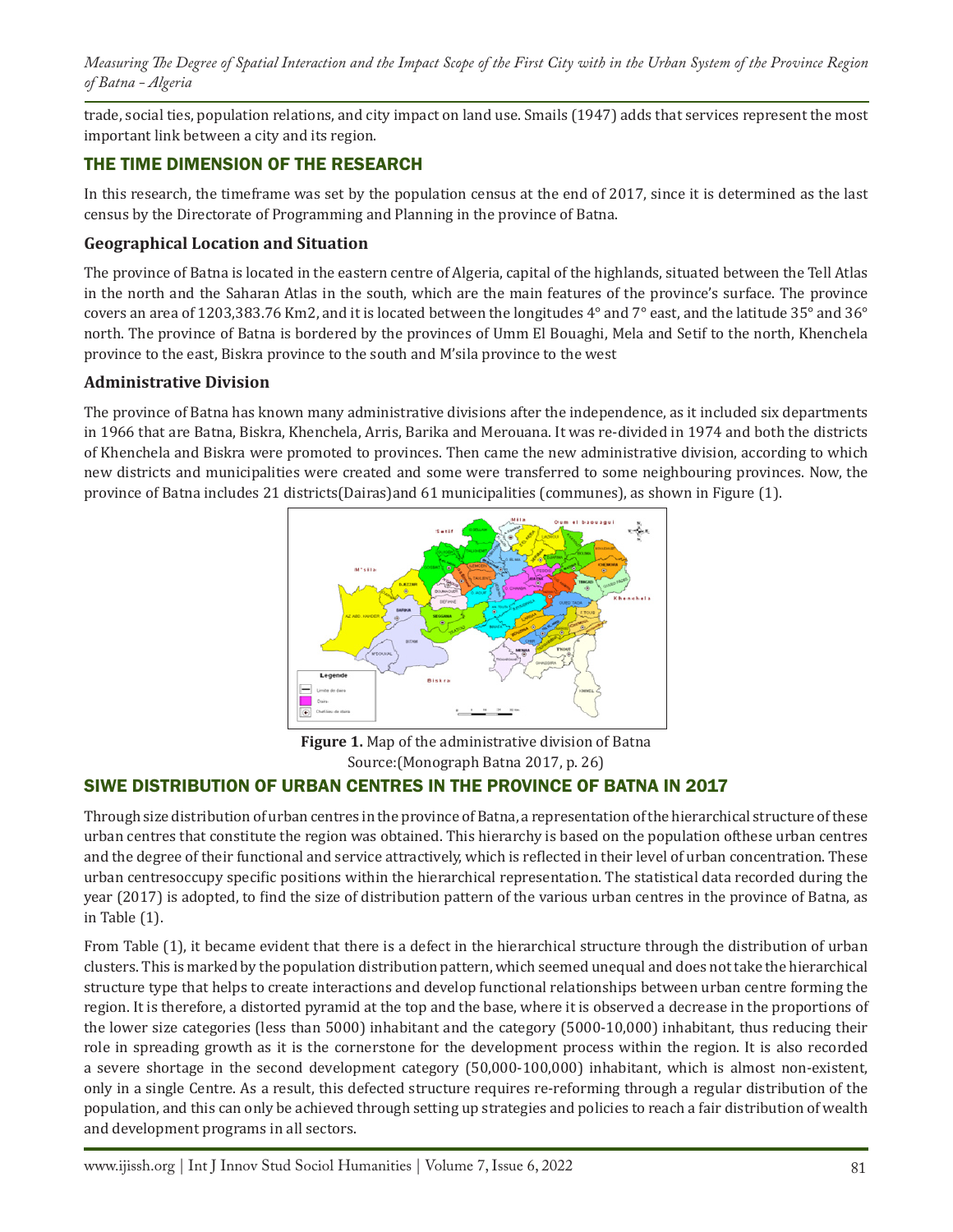trade, social ties, population relations, and city impact on land use. Smails (1947) adds that services represent the most important link between a city and its region.

## THE TIME DIMENSION OF THE RESEARCH

In this research, the timeframe was set by the population census at the end of 2017, since it is determined as the last census by the Directorate of Programming and Planning in the province of Batna.

### Geographical Location and Situation

The province of Batna is located in the eastern centre of Algeria, capital of the highlands, situated between the Tell Atlas in the north and the Saharan Atlas in the south, which are the main features of the province's surface. The province covers an area of 1203,383.76 Km2, and it is located between the longitudes 4° and 7° east, and the latitude 35° and 36° north. The province of Batna is bordered by the provinces of Umm El Bouaghi, Mela and Setif to the north, Khenchela province to the east, Biskra province to the south and M'sila province to the west

### Administrative Division

The province of Batna has known many administrative divisions after the independence, as it included six departments in 1966 that are Batna, Biskra, Khenchela, Arris, Barika and Merouana. It was re-divided in 1974 and both the districts of Khenchela and Biskra were promoted to provinces. Then came the new administrative division, according to which new districts and municipalities were created and some were transferred to some neighbouring provinces. Now, the province of Batna includes 21 districts(Dairas)and 61 municipalities (communes), as shown in Figure (1).

**Figure 1.** Map of the administrative division of Batna
Source:(Monograph Batna 2017, p. 26)

## SIWE DISTRIBUTION OF URBAN CENTRES IN THE PROVINCE OF BATNA IN 2017

Through size distribution of urban centres in the province of Batna, a representation of the hierarchical structure of these urban centres that constitute the region was obtained. This hierarchy is based on the population ofthese urban centres and the degree of their functional and service attractively, which is reflected in their level of urban concentration. These urban centresoccupy specific positions within the hierarchical representation. The statistical data recorded during the year (2017) is adopted, to find the size of distribution pattern of the various urban centres in the province of Batna, as in Table (1).

From Table (1), it became evident that there is a defect in the hierarchical structure through the distribution of urban clusters. This is marked by the population distribution pattern, which seemed unequal and does not take the hierarchical structure type that helps to create interactions and develop functional relationships between urban centre forming the region. It is therefore, a distorted pyramid at the top and the base, where it is observed a decrease in the proportions of the lower size categories (less than 5000) inhabitant and the category (5000-10,000) inhabitant, thus reducing their role in spreading growth as it is the cornerstone for the development process within the region. It is also recorded a severe shortage in the second development category (50,000-100,000) inhabitant, which is almost non-existent, only in a single Centre. As a result, this defected structure requires re-reforming through a regular distribution of the population, and this can only be achieved through setting up strategies and policies to reach a fair distribution of wealth and development programs in all sectors.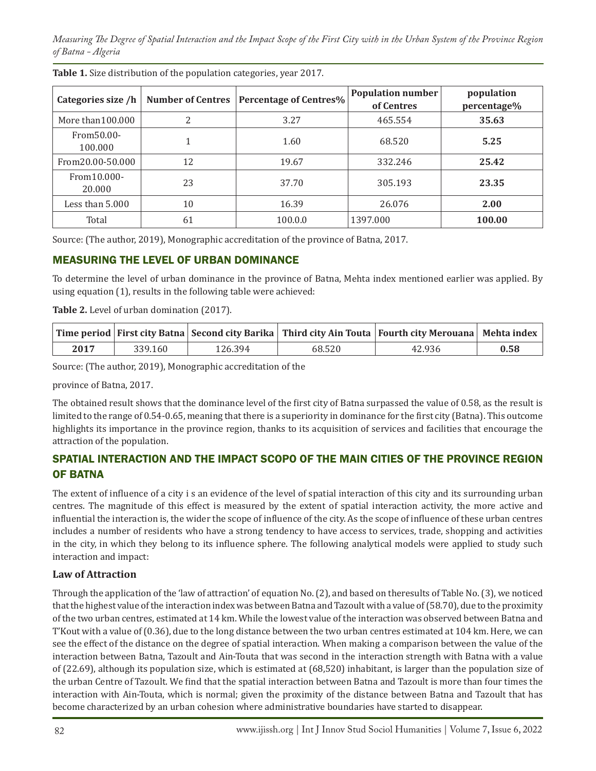**Table 1.** Size distribution of the population categories, year 2017.

| Categories size /h | Number of Centres | Percentage of Centres% | Population number of Centres | population percentage% |
|---|---|---|---|---|
| More than100.000 | 2 | 3.27 | 465.554 | **35.63** |
| From50.00-100.000 | 1 | 1.60 | 68.520 | **5.25** |
| From20.00-50.000 | 12 | 19.67 | 332.246 | **25.42** |
| From10.000-20.000 | 23 | 37.70 | 305.193 | **23.35** |
| Less than 5.000 | 10 | 16.39 | 26.076 | **2.00** |
| Total | 61 | 100.0.0 | 1397.000 | **100.00** |

Source: (The author, 2019), Monographic accreditation of the province of Batna, 2017.

## MEASURING THE LEVEL OF URBAN DOMINANCE

To determine the level of urban dominance in the province of Batna, Mehta index mentioned earlier was applied. By using equation (1), results in the following table were achieved:

**Table 2.** Level of urban domination (2017).

| Time period | First city Batna | Second city Barika | Third city Ain Touta | Fourth city Merouana | Mehta index |
|---|---|---|---|---|---|
| **2017** | 339.160 | 126.394 | 68.520 | 42.936 | **0.58** |

Source: (The author, 2019), Monographic accreditation of the

province of Batna, 2017.

The obtained result shows that the dominance level of the first city of Batna surpassed the value of 0.58, as the result is limited to the range of 0.54-0.65, meaning that there is a superiority in dominance for the first city (Batna). This outcome highlights its importance in the province region, thanks to its acquisition of services and facilities that encourage the attraction of the population.

## SPATIAL INTERACTION AND THE IMPACT SCOPO OF THE MAIN CITIES OF THE PROVINCE REGION OF BATNA

The extent of influence of a city i s an evidence of the level of spatial interaction of this city and its surrounding urban centres. The magnitude of this effect is measured by the extent of spatial interaction activity, the more active and influential the interaction is, the wider the scope of influence of the city. As the scope of influence of these urban centres includes a number of residents who have a strong tendency to have access to services, trade, shopping and activities in the city, in which they belong to its influence sphere. The following analytical models were applied to study such interaction and impact:

### Law of Attraction

Through the application of the 'law of attraction' of equation No. (2), and based on theresults of Table No. (3), we noticed that the highest value of the interaction index was between Batna and Tazoult with a value of (58.70), due to the proximity of the two urban centres, estimated at 14 km. While the lowest value of the interaction was observed between Batna and T'Kout with a value of (0.36), due to the long distance between the two urban centres estimated at 104 km. Here, we can see the effect of the distance on the degree of spatial interaction. When making a comparison between the value of the interaction between Batna, Tazoult and Ain-Touta that was second in the interaction strength with Batna with a value of (22.69), although its population size, which is estimated at (68,520) inhabitant, is larger than the population size of the urban Centre of Tazoult. We find that the spatial interaction between Batna and Tazoult is more than four times the interaction with Ain-Touta, which is normal; given the proximity of the distance between Batna and Tazoult that has become characterized by an urban cohesion where administrative boundaries have started to disappear.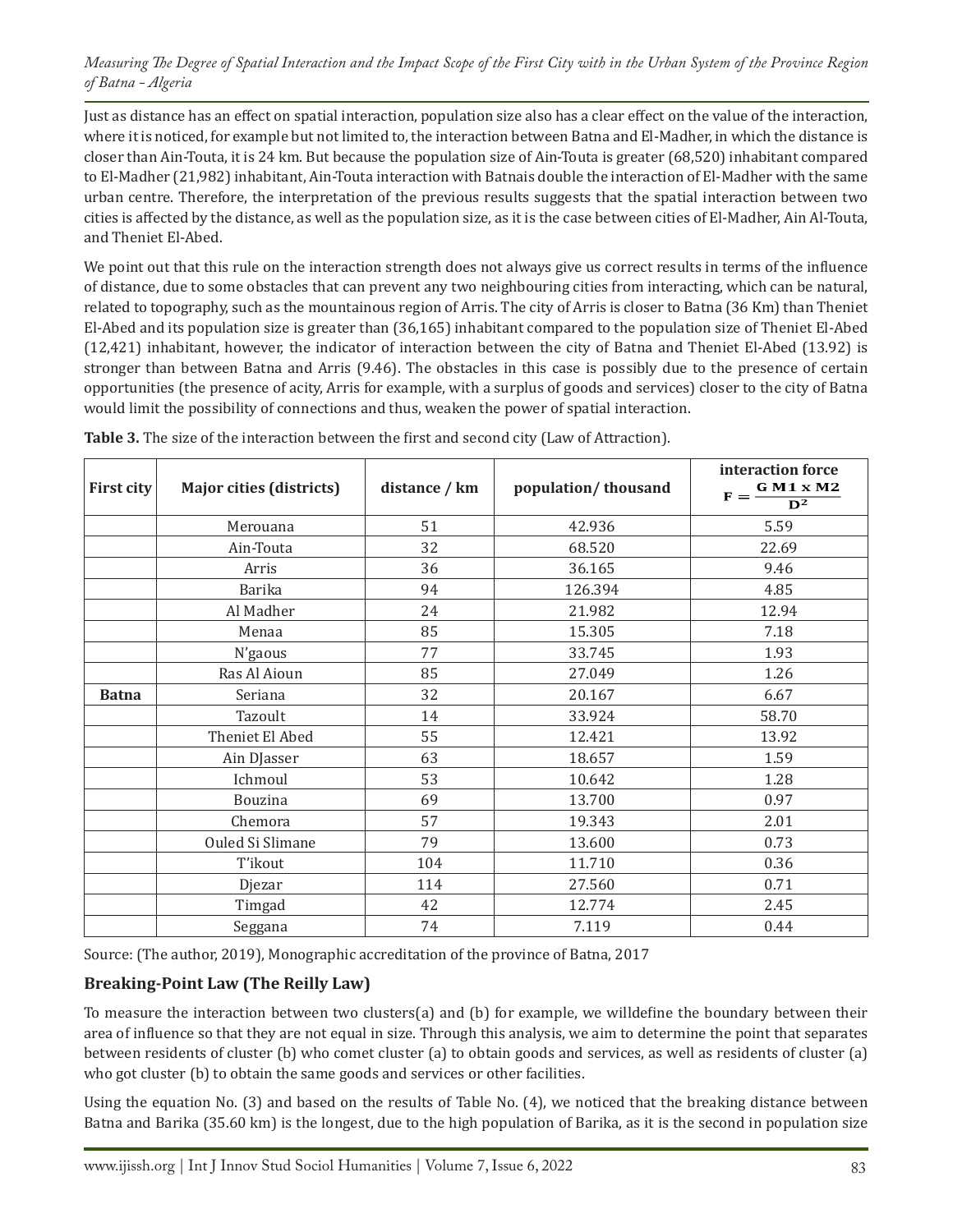Just as distance has an effect on spatial interaction, population size also has a clear effect on the value of the interaction, where it is noticed, for example but not limited to, the interaction between Batna and El-Madher, in which the distance is closer than Ain-Touta, it is 24 km. But because the population size of Ain-Touta is greater (68,520) inhabitant compared to El-Madher (21,982) inhabitant, Ain-Touta interaction with Batnais double the interaction of El-Madher with the same urban centre. Therefore, the interpretation of the previous results suggests that the spatial interaction between two cities is affected by the distance, as well as the population size, as it is the case between cities of El-Madher, Ain Al-Touta, and Theniet El-Abed.

We point out that this rule on the interaction strength does not always give us correct results in terms of the influence of distance, due to some obstacles that can prevent any two neighbouring cities from interacting, which can be natural, related to topography, such as the mountainous region of Arris. The city of Arris is closer to Batna (36 Km) than Theniet El-Abed and its population size is greater than (36,165) inhabitant compared to the population size of Theniet El-Abed (12,421) inhabitant, however, the indicator of interaction between the city of Batna and Theniet El-Abed (13.92) is stronger than between Batna and Arris (9.46). The obstacles in this case is possibly due to the presence of certain opportunities (the presence of acity, Arris for example, with a surplus of goods and services) closer to the city of Batna would limit the possibility of connections and thus, weaken the power of spatial interaction.

**Table 3.** The size of the interaction between the first and second city (Law of Attraction).

| First city | Major cities (districts) | distance / km | population/ thousand | interaction force $F = \frac{G\ M1 \times M2}{D^2}$ |
|---|---|---|---|---|
| | Merouana | 51 | 42.936 | 5.59 |
| | Ain-Touta | 32 | 68.520 | 22.69 |
| | Arris | 36 | 36.165 | 9.46 |
| | Barika | 94 | 126.394 | 4.85 |
| | Al Madher | 24 | 21.982 | 12.94 |
| | Menaa | 85 | 15.305 | 7.18 |
| | N'gaous | 77 | 33.745 | 1.93 |
| | Ras Al Aioun | 85 | 27.049 | 1.26 |
| **Batna** | Seriana | 32 | 20.167 | 6.67 |
| | Tazoult | 14 | 33.924 | 58.70 |
| | Theniet El Abed | 55 | 12.421 | 13.92 |
| | Ain DJasser | 63 | 18.657 | 1.59 |
| | Ichmoul | 53 | 10.642 | 1.28 |
| | Bouzina | 69 | 13.700 | 0.97 |
| | Chemora | 57 | 19.343 | 2.01 |
| | Ouled Si Slimane | 79 | 13.600 | 0.73 |
| | T'ikout | 104 | 11.710 | 0.36 |
| | Djezar | 114 | 27.560 | 0.71 |
| | Timgad | 42 | 12.774 | 2.45 |
| | Seggana | 74 | 7.119 | 0.44 |

Source: (The author, 2019), Monographic accreditation of the province of Batna, 2017

## Breaking-Point Law (The Reilly Law)

To measure the interaction between two clusters(a) and (b) for example, we willdefine the boundary between their area of influence so that they are not equal in size. Through this analysis, we aim to determine the point that separates between residents of cluster (b) who comet cluster (a) to obtain goods and services, as well as residents of cluster (a) who got cluster (b) to obtain the same goods and services or other facilities.

Using the equation No. (3) and based on the results of Table No. (4), we noticed that the breaking distance between Batna and Barika (35.60 km) is the longest, due to the high population of Barika, as it is the second in population size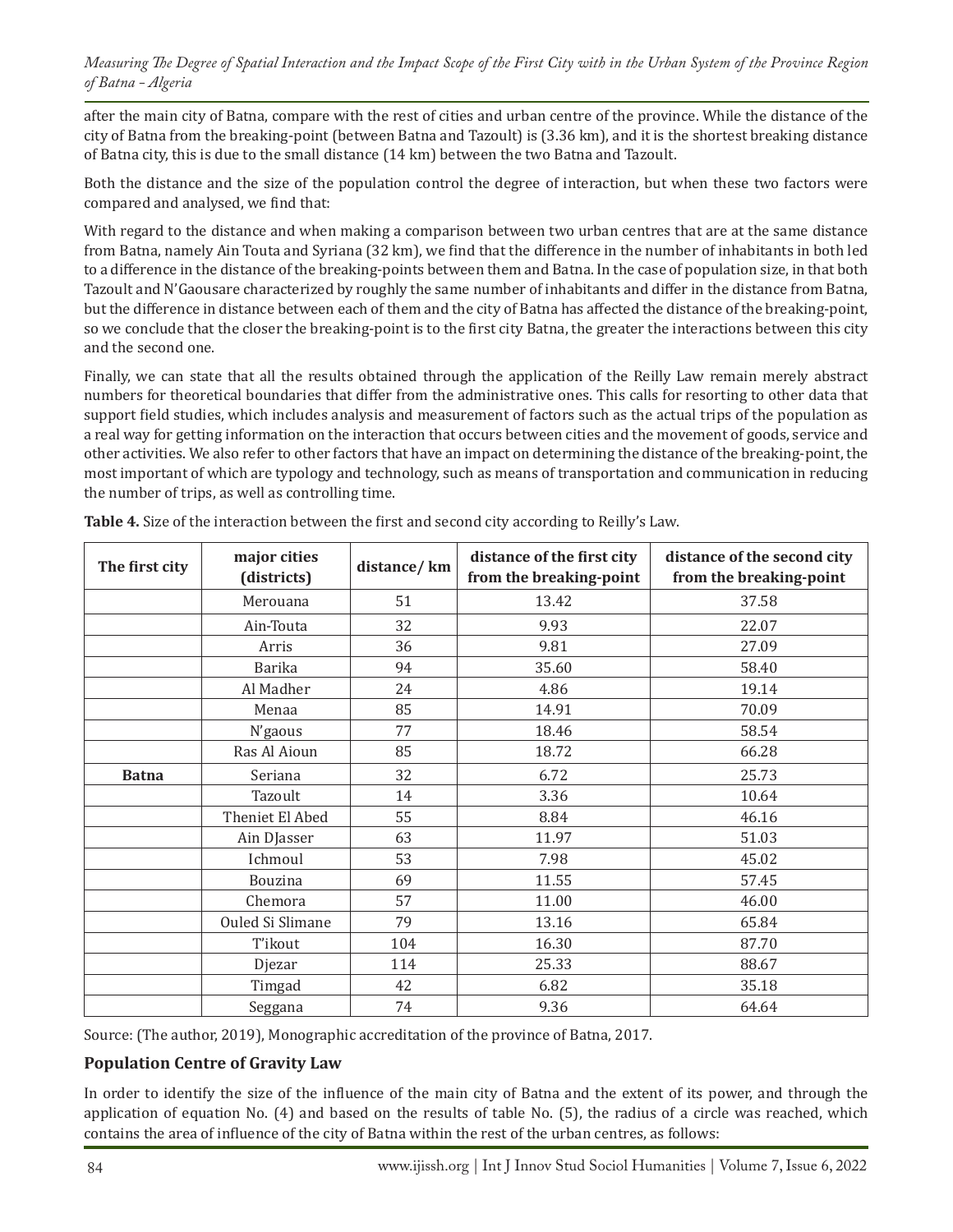after the main city of Batna, compare with the rest of cities and urban centre of the province. While the distance of the city of Batna from the breaking-point (between Batna and Tazoult) is (3.36 km), and it is the shortest breaking distance of Batna city, this is due to the small distance (14 km) between the two Batna and Tazoult.

Both the distance and the size of the population control the degree of interaction, but when these two factors were compared and analysed, we find that:

With regard to the distance and when making a comparison between two urban centres that are at the same distance from Batna, namely Ain Touta and Syriana (32 km), we find that the difference in the number of inhabitants in both led to a difference in the distance of the breaking-points between them and Batna. In the case of population size, in that both Tazoult and N'Gaousare characterized by roughly the same number of inhabitants and differ in the distance from Batna, but the difference in distance between each of them and the city of Batna has affected the distance of the breaking-point, so we conclude that the closer the breaking-point is to the first city Batna, the greater the interactions between this city and the second one.

Finally, we can state that all the results obtained through the application of the Reilly Law remain merely abstract numbers for theoretical boundaries that differ from the administrative ones. This calls for resorting to other data that support field studies, which includes analysis and measurement of factors such as the actual trips of the population as a real way for getting information on the interaction that occurs between cities and the movement of goods, service and other activities. We also refer to other factors that have an impact on determining the distance of the breaking-point, the most important of which are typology and technology, such as means of transportation and communication in reducing the number of trips, as well as controlling time.

**Table 4.** Size of the interaction between the first and second city according to Reilly's Law.

| The first city | major cities (districts) | distance/ km | distance of the first city from the breaking-point | distance of the second city from the breaking-point |
|---|---|---|---|---|
| | Merouana | 51 | 13.42 | 37.58 |
| | Ain-Touta | 32 | 9.93 | 22.07 |
| | Arris | 36 | 9.81 | 27.09 |
| | Barika | 94 | 35.60 | 58.40 |
| | Al Madher | 24 | 4.86 | 19.14 |
| | Menaa | 85 | 14.91 | 70.09 |
| | N'gaous | 77 | 18.46 | 58.54 |
| | Ras Al Aioun | 85 | 18.72 | 66.28 |
| **Batna** | Seriana | 32 | 6.72 | 25.73 |
| | Tazoult | 14 | 3.36 | 10.64 |
| | Theniet El Abed | 55 | 8.84 | 46.16 |
| | Ain DJasser | 63 | 11.97 | 51.03 |
| | Ichmoul | 53 | 7.98 | 45.02 |
| | Bouzina | 69 | 11.55 | 57.45 |
| | Chemora | 57 | 11.00 | 46.00 |
| | Ouled Si Slimane | 79 | 13.16 | 65.84 |
| | T'ikout | 104 | 16.30 | 87.70 |
| | Djezar | 114 | 25.33 | 88.67 |
| | Timgad | 42 | 6.82 | 35.18 |
| | Seggana | 74 | 9.36 | 64.64 |

Source: (The author, 2019), Monographic accreditation of the province of Batna, 2017.

### Population Centre of Gravity Law

In order to identify the size of the influence of the main city of Batna and the extent of its power, and through the application of equation No. (4) and based on the results of table No. (5), the radius of a circle was reached, which contains the area of influence of the city of Batna within the rest of the urban centres, as follows: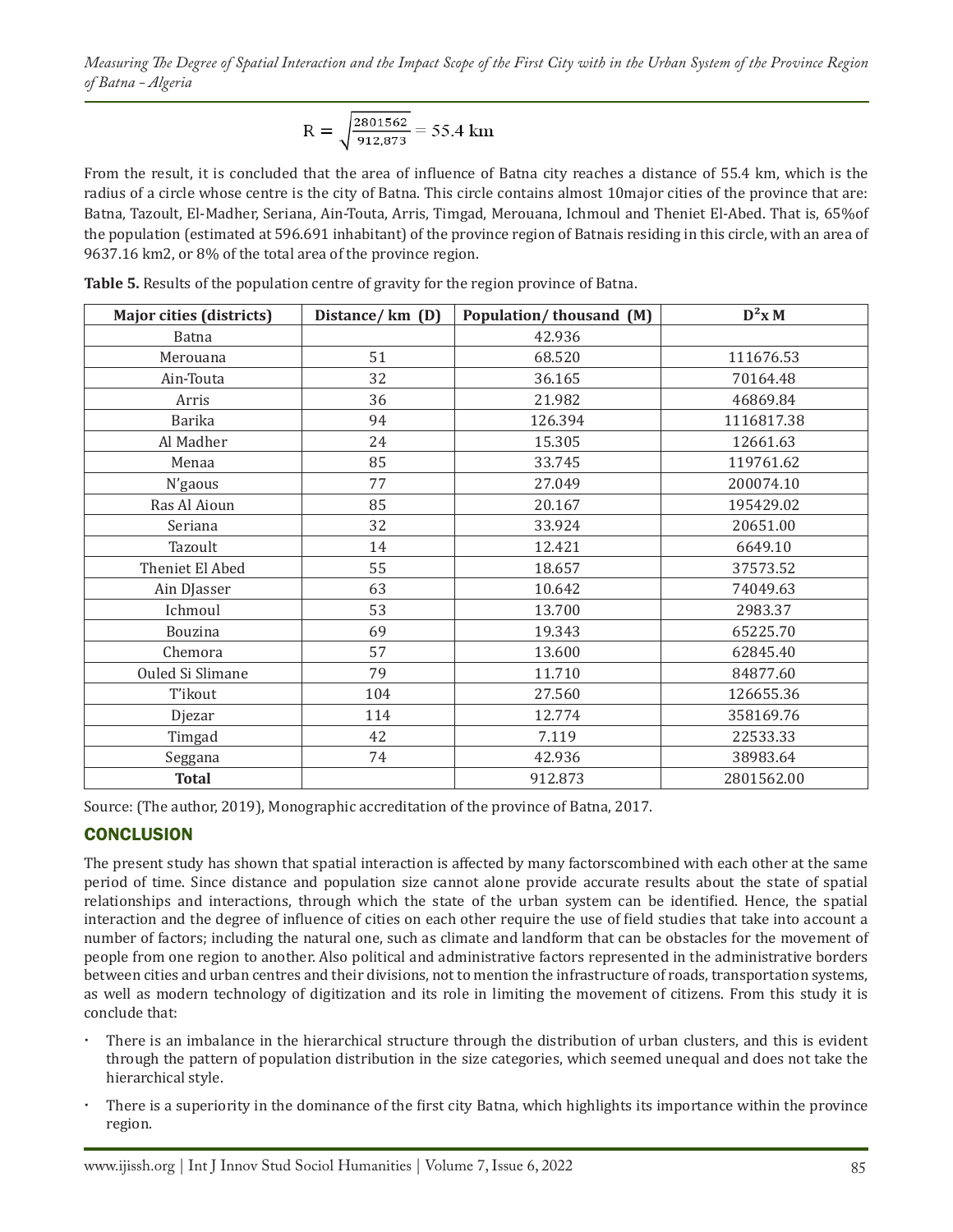$$R = \sqrt{\frac{2801562}{912{,}873}} = 55.4 \text{ km}$$

From the result, it is concluded that the area of influence of Batna city reaches a distance of 55.4 km, which is the radius of a circle whose centre is the city of Batna. This circle contains almost 10major cities of the province that are: Batna, Tazoult, El-Madher, Seriana, Ain-Touta, Arris, Timgad, Merouana, Ichmoul and Theniet El-Abed. That is, 65%of the population (estimated at 596.691 inhabitant) of the province region of Batnais residing in this circle, with an area of 9637.16 km2, or 8% of the total area of the province region.

**Table 5.** Results of the population centre of gravity for the region province of Batna.

| Major cities (districts) | Distance/ km (D) | Population/ thousand (M) | $D^2$x M |
|---|---|---|---|
| Batna | | 42.936 | |
| Merouana | 51 | 68.520 | 111676.53 |
| Ain-Touta | 32 | 36.165 | 70164.48 |
| Arris | 36 | 21.982 | 46869.84 |
| Barika | 94 | 126.394 | 1116817.38 |
| Al Madher | 24 | 15.305 | 12661.63 |
| Menaa | 85 | 33.745 | 119761.62 |
| N'gaous | 77 | 27.049 | 200074.10 |
| Ras Al Aioun | 85 | 20.167 | 195429.02 |
| Seriana | 32 | 33.924 | 20651.00 |
| Tazoult | 14 | 12.421 | 6649.10 |
| Theniet El Abed | 55 | 18.657 | 37573.52 |
| Ain DJasser | 63 | 10.642 | 74049.63 |
| Ichmoul | 53 | 13.700 | 2983.37 |
| Bouzina | 69 | 19.343 | 65225.70 |
| Chemora | 57 | 13.600 | 62845.40 |
| Ouled Si Slimane | 79 | 11.710 | 84877.60 |
| T'ikout | 104 | 27.560 | 126655.36 |
| Djezar | 114 | 12.774 | 358169.76 |
| Timgad | 42 | 7.119 | 22533.33 |
| Seggana | 74 | 42.936 | 38983.64 |
| **Total** | | 912.873 | 2801562.00 |

Source: (The author, 2019), Monographic accreditation of the province of Batna, 2017.

## CONCLUSION

The present study has shown that spatial interaction is affected by many factorscombined with each other at the same period of time. Since distance and population size cannot alone provide accurate results about the state of spatial relationships and interactions, through which the state of the urban system can be identified. Hence, the spatial interaction and the degree of influence of cities on each other require the use of field studies that take into account a number of factors; including the natural one, such as climate and landform that can be obstacles for the movement of people from one region to another. Also political and administrative factors represented in the administrative borders between cities and urban centres and their divisions, not to mention the infrastructure of roads, transportation systems, as well as modern technology of digitization and its role in limiting the movement of citizens. From this study it is conclude that:

- There is an imbalance in the hierarchical structure through the distribution of urban clusters, and this is evident through the pattern of population distribution in the size categories, which seemed unequal and does not take the hierarchical style.
- There is a superiority in the dominance of the first city Batna, which highlights its importance within the province region.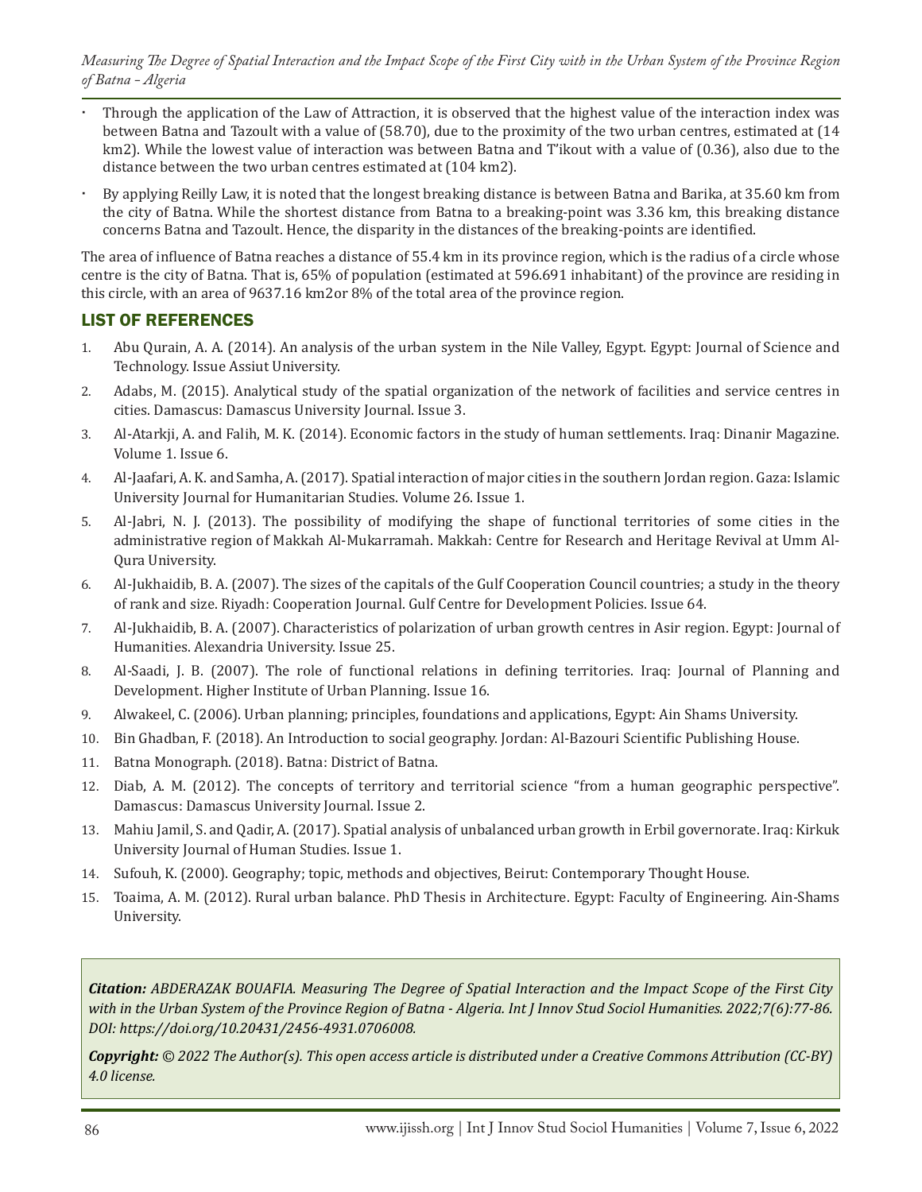- Through the application of the Law of Attraction, it is observed that the highest value of the interaction index was between Batna and Tazoult with a value of (58.70), due to the proximity of the two urban centres, estimated at (14 km2). While the lowest value of interaction was between Batna and T'ikout with a value of (0.36), also due to the distance between the two urban centres estimated at (104 km2).
- By applying Reilly Law, it is noted that the longest breaking distance is between Batna and Barika, at 35.60 km from the city of Batna. While the shortest distance from Batna to a breaking-point was 3.36 km, this breaking distance concerns Batna and Tazoult. Hence, the disparity in the distances of the breaking-points are identified.

The area of influence of Batna reaches a distance of 55.4 km in its province region, which is the radius of a circle whose centre is the city of Batna. That is, 65% of population (estimated at 596.691 inhabitant) of the province are residing in this circle, with an area of 9637.16 km2or 8% of the total area of the province region.

## LIST OF REFERENCES

1. Abu Qurain, A. A. (2014). An analysis of the urban system in the Nile Valley, Egypt. Egypt: Journal of Science and Technology. Issue Assiut University.
2. Adabs, M. (2015). Analytical study of the spatial organization of the network of facilities and service centres in cities. Damascus: Damascus University Journal. Issue 3.
3. Al-Atarkji, A. and Falih, M. K. (2014). Economic factors in the study of human settlements. Iraq: Dinanir Magazine. Volume 1. Issue 6.
4. Al-Jaafari, A. K. and Samha, A. (2017). Spatial interaction of major cities in the southern Jordan region. Gaza: Islamic University Journal for Humanitarian Studies. Volume 26. Issue 1.
5. Al-Jabri, N. J. (2013). The possibility of modifying the shape of functional territories of some cities in the administrative region of Makkah Al-Mukarramah. Makkah: Centre for Research and Heritage Revival at Umm Al-Qura University.
6. Al-Jukhaidib, B. A. (2007). The sizes of the capitals of the Gulf Cooperation Council countries; a study in the theory of rank and size. Riyadh: Cooperation Journal. Gulf Centre for Development Policies. Issue 64.
7. Al-Jukhaidib, B. A. (2007). Characteristics of polarization of urban growth centres in Asir region. Egypt: Journal of Humanities. Alexandria University. Issue 25.
8. Al-Saadi, J. B. (2007). The role of functional relations in defining territories. Iraq: Journal of Planning and Development. Higher Institute of Urban Planning. Issue 16.
9. Alwakeel, C. (2006). Urban planning; principles, foundations and applications, Egypt: Ain Shams University.
10. Bin Ghadban, F. (2018). An Introduction to social geography. Jordan: Al-Bazouri Scientific Publishing House.
11. Batna Monograph. (2018). Batna: District of Batna.
12. Diab, A. M. (2012). The concepts of territory and territorial science "from a human geographic perspective". Damascus: Damascus University Journal. Issue 2.
13. Mahiu Jamil, S. and Qadir, A. (2017). Spatial analysis of unbalanced urban growth in Erbil governorate. Iraq: Kirkuk University Journal of Human Studies. Issue 1.
14. Sufouh, K. (2000). Geography; topic, methods and objectives, Beirut: Contemporary Thought House.
15. Toaima, A. M. (2012). Rural urban balance. PhD Thesis in Architecture. Egypt: Faculty of Engineering. Ain-Shams University.

***Citation:*** *ABDERAZAK BOUAFIA. Measuring The Degree of Spatial Interaction and the Impact Scope of the First City with in the Urban System of the Province Region of Batna - Algeria. Int J Innov Stud Sociol Humanities. 2022;7(6):77-86. DOI: https://doi.org/10.20431/2456-4931.0706008.*

***Copyright:*** *© 2022 The Author(s). This open access article is distributed under a Creative Commons Attribution (CC-BY) 4.0 license.*